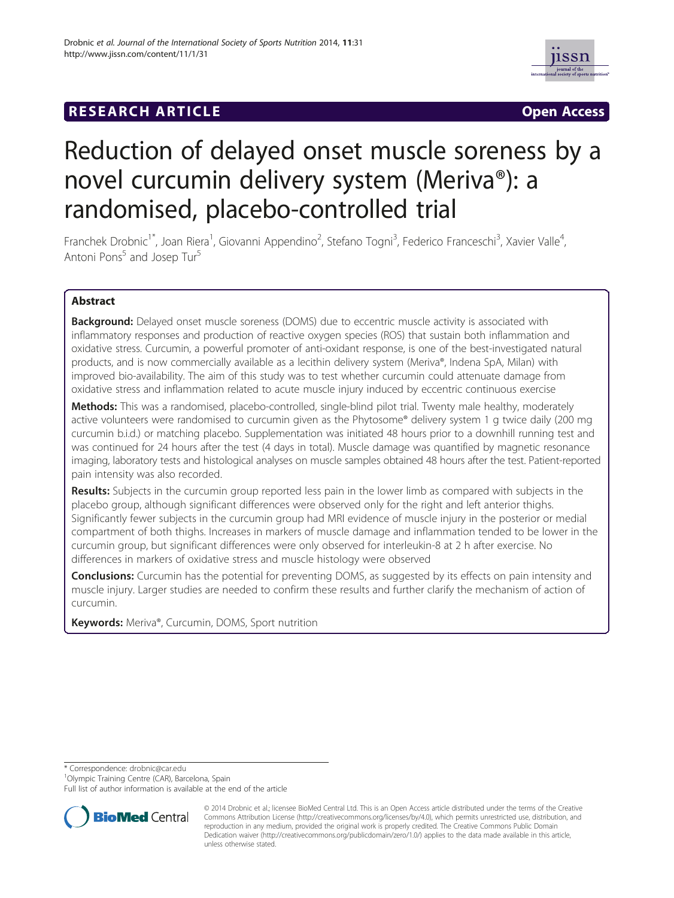RESEARCH ARTICLE

Open Access

# Reduction of delayed onset muscle soreness by a novel curcumin delivery system (Meriva®): a randomised, placebo-controlled trial

Franchek Drobnic[1*], Joan Riera[1], Giovanni Appendino[2], Stefano Togni[3], Federico Franceschi[3], Xavier Valle[4], Antoni Pons[5] and Josep Tur[5]

## Abstract

**Background:** Delayed onset muscle soreness (DOMS) due to eccentric muscle activity is associated with inflammatory responses and production of reactive oxygen species (ROS) that sustain both inflammation and oxidative stress. Curcumin, a powerful promoter of anti-oxidant response, is one of the best-investigated natural products, and is now commercially available as a lecithin delivery system (Meriva®, Indena SpA, Milan) with improved bio-availability. The aim of this study was to test whether curcumin could attenuate damage from oxidative stress and inflammation related to acute muscle injury induced by eccentric continuous exercise

**Methods:** This was a randomised, placebo-controlled, single-blind pilot trial. Twenty male healthy, moderately active volunteers were randomised to curcumin given as the Phytosome® delivery system 1 g twice daily (200 mg curcumin b.i.d.) or matching placebo. Supplementation was initiated 48 hours prior to a downhill running test and was continued for 24 hours after the test (4 days in total). Muscle damage was quantified by magnetic resonance imaging, laboratory tests and histological analyses on muscle samples obtained 48 hours after the test. Patient-reported pain intensity was also recorded.

**Results:** Subjects in the curcumin group reported less pain in the lower limb as compared with subjects in the placebo group, although significant differences were observed only for the right and left anterior thighs. Significantly fewer subjects in the curcumin group had MRI evidence of muscle injury in the posterior or medial compartment of both thighs. Increases in markers of muscle damage and inflammation tended to be lower in the curcumin group, but significant differences were only observed for interleukin-8 at 2 h after exercise. No differences in markers of oxidative stress and muscle histology were observed

**Conclusions:** Curcumin has the potential for preventing DOMS, as suggested by its effects on pain intensity and muscle injury. Larger studies are needed to confirm these results and further clarify the mechanism of action of curcumin.

**Keywords:** Meriva®, Curcumin, DOMS, Sport nutrition

\* Correspondence: drobnic@car.edu
[1]Olympic Training Centre (CAR), Barcelona, Spain
Full list of author information is available at the end of the article

© 2014 Drobnic et al.; licensee BioMed Central Ltd. This is an Open Access article distributed under the terms of the Creative Commons Attribution License (http://creativecommons.org/licenses/by/4.0), which permits unrestricted use, distribution, and reproduction in any medium, provided the original work is properly credited. The Creative Commons Public Domain Dedication waiver (http://creativecommons.org/publicdomain/zero/1.0/) applies to the data made available in this article, unless otherwise stated.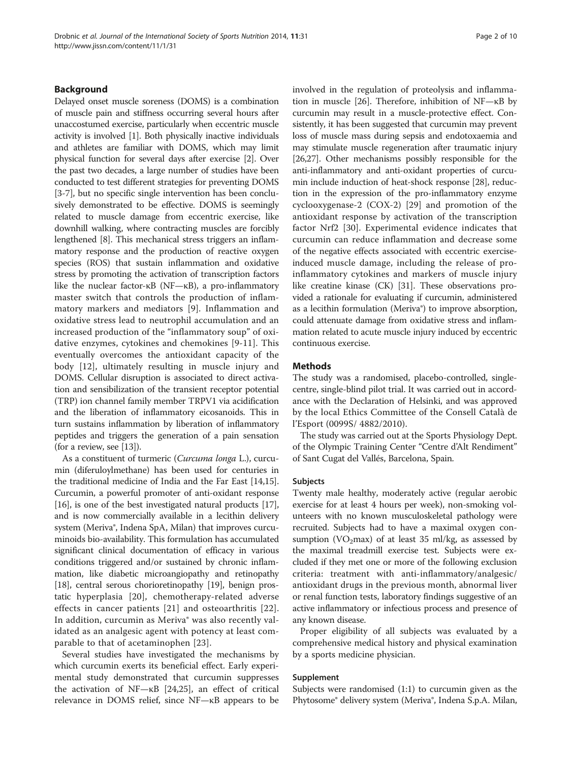## Background

Delayed onset muscle soreness (DOMS) is a combination of muscle pain and stiffness occurring several hours after unaccostumed exercise, particularly when eccentric muscle activity is involved [1]. Both physically inactive individuals and athletes are familiar with DOMS, which may limit physical function for several days after exercise [2]. Over the past two decades, a large number of studies have been conducted to test different strategies for preventing DOMS [3-7], but no specific single intervention has been conclusively demonstrated to be effective. DOMS is seemingly related to muscle damage from eccentric exercise, like downhill walking, where contracting muscles are forcibly lengthened [8]. This mechanical stress triggers an inflammatory response and the production of reactive oxygen species (ROS) that sustain inflammation and oxidative stress by promoting the activation of transcription factors like the nuclear factor-κB (NF—κB), a pro-inflammatory master switch that controls the production of inflammatory markers and mediators [9]. Inflammation and oxidative stress lead to neutrophil accumulation and an increased production of the "inflammatory soup" of oxidative enzymes, cytokines and chemokines [9-11]. This eventually overcomes the antioxidant capacity of the body [12], ultimately resulting in muscle injury and DOMS. Cellular disruption is associated to direct activation and sensibilization of the transient receptor potential (TRP) ion channel family member TRPV1 via acidification and the liberation of inflammatory eicosanoids. This in turn sustains inflammation by liberation of inflammatory peptides and triggers the generation of a pain sensation (for a review, see [13]).

As a constituent of turmeric (*Curcuma longa* L.), curcumin (diferuloylmethane) has been used for centuries in the traditional medicine of India and the Far East [14,15]. Curcumin, a powerful promoter of anti-oxidant response [16], is one of the best investigated natural products [17], and is now commercially available in a lecithin delivery system (Meriva®, Indena SpA, Milan) that improves curcuminoids bio-availability. This formulation has accumulated significant clinical documentation of efficacy in various conditions triggered and/or sustained by chronic inflammation, like diabetic microangiopathy and retinopathy [18], central serous chorioretinopathy [19], benign prostatic hyperplasia [20], chemotherapy-related adverse effects in cancer patients [21] and osteoarthritis [22]. In addition, curcumin as Meriva® was also recently validated as an analgesic agent with potency at least comparable to that of acetaminophen [23].

Several studies have investigated the mechanisms by which curcumin exerts its beneficial effect. Early experimental study demonstrated that curcumin suppresses the activation of NF—κB [24,25], an effect of critical relevance in DOMS relief, since NF—κB appears to be involved in the regulation of proteolysis and inflammation in muscle [26]. Therefore, inhibition of NF—κB by curcumin may result in a muscle-protective effect. Consistently, it has been suggested that curcumin may prevent loss of muscle mass during sepsis and endotoxaemia and may stimulate muscle regeneration after traumatic injury [26,27]. Other mechanisms possibly responsible for the anti-inflammatory and anti-oxidant properties of curcumin include induction of heat-shock response [28], reduction in the expression of the pro-inflammatory enzyme cyclooxygenase-2 (COX-2) [29] and promotion of the antioxidant response by activation of the transcription factor Nrf2 [30]. Experimental evidence indicates that curcumin can reduce inflammation and decrease some of the negative effects associated with eccentric exercise-induced muscle damage, including the release of pro-inflammatory cytokines and markers of muscle injury like creatine kinase (CK) [31]. These observations provided a rationale for evaluating if curcumin, administered as a lecithin formulation (Meriva®) to improve absorption, could attenuate damage from oxidative stress and inflammation related to acute muscle injury induced by eccentric continuous exercise.

## Methods

The study was a randomised, placebo-controlled, single-centre, single-blind pilot trial. It was carried out in accordance with the Declaration of Helsinki, and was approved by the local Ethics Committee of the Consell Català de l'Esport (0099S/ 4882/2010).

The study was carried out at the Sports Physiology Dept. of the Olympic Training Center "Centre d'Alt Rendiment" of Sant Cugat del Vallés, Barcelona, Spain.

### Subjects

Twenty male healthy, moderately active (regular aerobic exercise for at least 4 hours per week), non-smoking volunteers with no known musculoskeletal pathology were recruited. Subjects had to have a maximal oxygen consumption ($VO_2$max) of at least 35 ml/kg, as assessed by the maximal treadmill exercise test. Subjects were excluded if they met one or more of the following exclusion criteria: treatment with anti-inflammatory/analgesic/ antioxidant drugs in the previous month, abnormal liver or renal function tests, laboratory findings suggestive of an active inflammatory or infectious process and presence of any known disease.

Proper eligibility of all subjects was evaluated by a comprehensive medical history and physical examination by a sports medicine physician.

### Supplement

Subjects were randomised (1:1) to curcumin given as the Phytosome® delivery system (Meriva®, Indena S.p.A. Milan,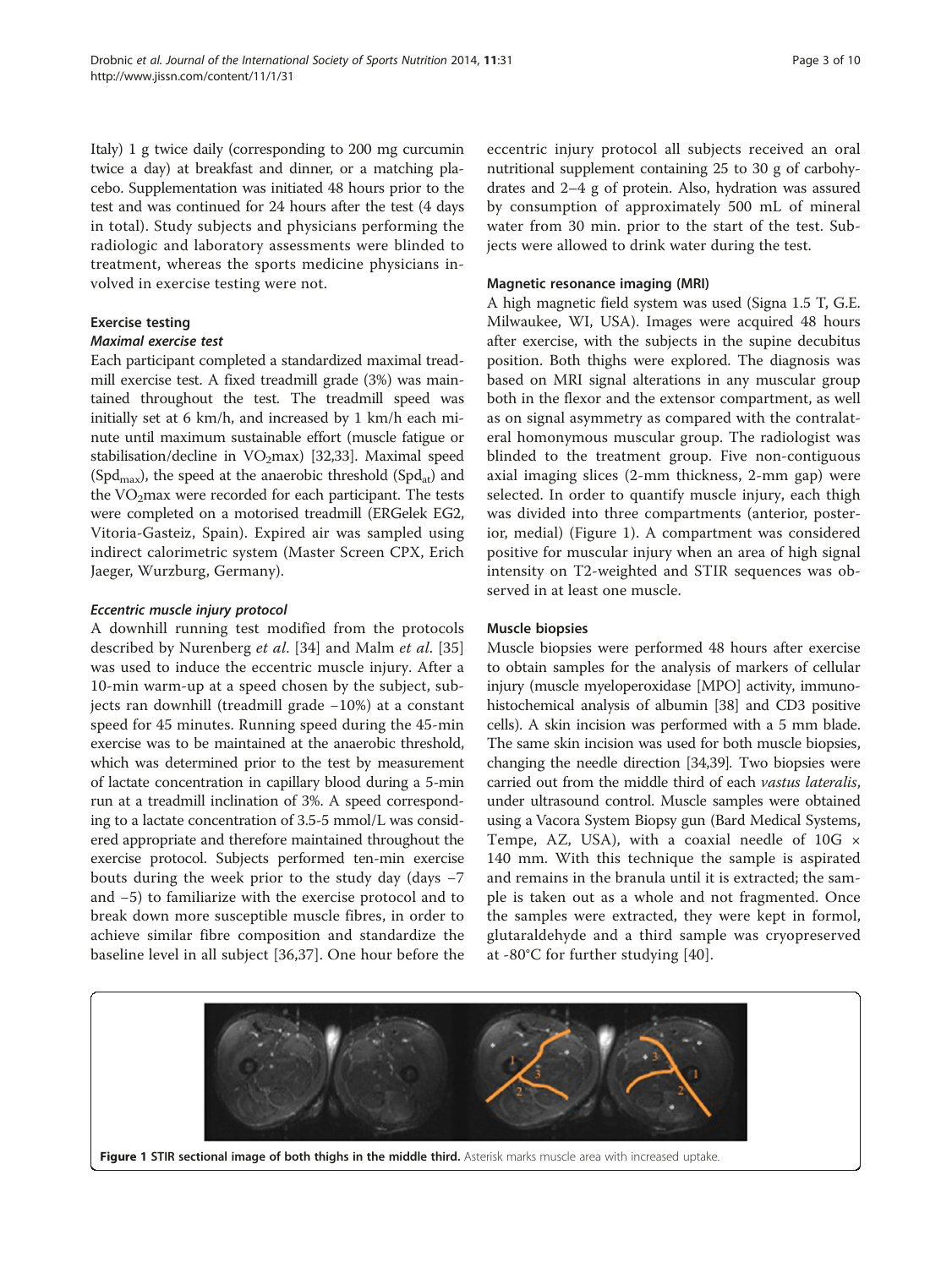Italy) 1 g twice daily (corresponding to 200 mg curcumin twice a day) at breakfast and dinner, or a matching placebo. Supplementation was initiated 48 hours prior to the test and was continued for 24 hours after the test (4 days in total). Study subjects and physicians performing the radiologic and laboratory assessments were blinded to treatment, whereas the sports medicine physicians involved in exercise testing were not.

### Exercise testing

#### *Maximal exercise test*

Each participant completed a standardized maximal treadmill exercise test. A fixed treadmill grade (3%) was maintained throughout the test. The treadmill speed was initially set at 6 km/h, and increased by 1 km/h each minute until maximum sustainable effort (muscle fatigue or stabilisation/decline in $VO_2$max) [32,33]. Maximal speed ($Spd_{max}$), the speed at the anaerobic threshold ($Spd_{at}$) and the $VO_2$max were recorded for each participant. The tests were completed on a motorised treadmill (ERGelek EG2, Vitoria-Gasteiz, Spain). Expired air was sampled using indirect calorimetric system (Master Screen CPX, Erich Jaeger, Wurzburg, Germany).

#### *Eccentric muscle injury protocol*

A downhill running test modified from the protocols described by Nurenberg *et al*. [34] and Malm *et al*. [35] was used to induce the eccentric muscle injury. After a 10-min warm-up at a speed chosen by the subject, subjects ran downhill (treadmill grade −10%) at a constant speed for 45 minutes. Running speed during the 45-min exercise was to be maintained at the anaerobic threshold, which was determined prior to the test by measurement of lactate concentration in capillary blood during a 5-min run at a treadmill inclination of 3%. A speed corresponding to a lactate concentration of 3.5-5 mmol/L was considered appropriate and therefore maintained throughout the exercise protocol. Subjects performed ten-min exercise bouts during the week prior to the study day (days −7 and −5) to familiarize with the exercise protocol and to break down more susceptible muscle fibres, in order to achieve similar fibre composition and standardize the baseline level in all subject [36,37]. One hour before the eccentric injury protocol all subjects received an oral nutritional supplement containing 25 to 30 g of carbohydrates and 2–4 g of protein. Also, hydration was assured by consumption of approximately 500 mL of mineral water from 30 min. prior to the start of the test. Subjects were allowed to drink water during the test.

### Magnetic resonance imaging (MRI)

A high magnetic field system was used (Signa 1.5 T, G.E. Milwaukee, WI, USA). Images were acquired 48 hours after exercise, with the subjects in the supine decubitus position. Both thighs were explored. The diagnosis was based on MRI signal alterations in any muscular group both in the flexor and the extensor compartment, as well as on signal asymmetry as compared with the contralateral homonymous muscular group. The radiologist was blinded to the treatment group. Five non-contiguous axial imaging slices (2-mm thickness, 2-mm gap) were selected. In order to quantify muscle injury, each thigh was divided into three compartments (anterior, posterior, medial) (Figure 1). A compartment was considered positive for muscular injury when an area of high signal intensity on T2-weighted and STIR sequences was observed in at least one muscle.

### Muscle biopsies

Muscle biopsies were performed 48 hours after exercise to obtain samples for the analysis of markers of cellular injury (muscle myeloperoxidase [MPO] activity, immunohistochemical analysis of albumin [38] and CD3 positive cells). A skin incision was performed with a 5 mm blade. The same skin incision was used for both muscle biopsies, changing the needle direction [34,39]. Two biopsies were carried out from the middle third of each *vastus lateralis*, under ultrasound control. Muscle samples were obtained using a Vacora System Biopsy gun (Bard Medical Systems, Tempe, AZ, USA), with a coaxial needle of 10G × 140 mm. With this technique the sample is aspirated and remains in the branula until it is extracted; the sample is taken out as a whole and not fragmented. Once the samples were extracted, they were kept in formol, glutaraldehyde and a third sample was cryopreserved at -80°C for further studying [40].

**Figure 1 STIR sectional image of both thighs in the middle third.** Asterisk marks muscle area with increased uptake.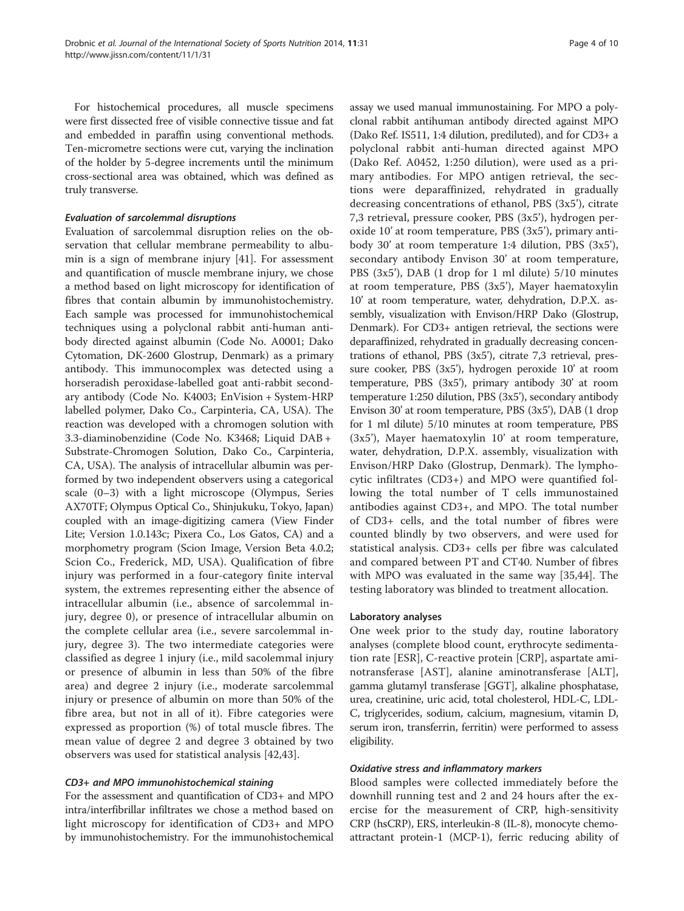For histochemical procedures, all muscle specimens were first dissected free of visible connective tissue and fat and embedded in paraffin using conventional methods. Ten-micrometre sections were cut, varying the inclination of the holder by 5-degree increments until the minimum cross-sectional area was obtained, which was defined as truly transverse.

#### *Evaluation of sarcolemmal disruptions*

Evaluation of sarcolemmal disruption relies on the observation that cellular membrane permeability to albumin is a sign of membrane injury [41]. For assessment and quantification of muscle membrane injury, we chose a method based on light microscopy for identification of fibres that contain albumin by immunohistochemistry. Each sample was processed for immunohistochemical techniques using a polyclonal rabbit anti-human antibody directed against albumin (Code No. A0001; Dako Cytomation, DK-2600 Glostrup, Denmark) as a primary antibody. This immunocomplex was detected using a horseradish peroxidase-labelled goat anti-rabbit secondary antibody (Code No. K4003; EnVision + System-HRP labelled polymer, Dako Co., Carpinteria, CA, USA). The reaction was developed with a chromogen solution with 3.3-diaminobenzidine (Code No. K3468; Liquid DAB + Substrate-Chromogen Solution, Dako Co., Carpinteria, CA, USA). The analysis of intracellular albumin was performed by two independent observers using a categorical scale (0–3) with a light microscope (Olympus, Series AX70TF; Olympus Optical Co., Shinjukuku, Tokyo, Japan) coupled with an image-digitizing camera (View Finder Lite; Version 1.0.143c; Pixera Co., Los Gatos, CA) and a morphometry program (Scion Image, Version Beta 4.0.2; Scion Co., Frederick, MD, USA). Qualification of fibre injury was performed in a four-category finite interval system, the extremes representing either the absence of intracellular albumin (i.e., absence of sarcolemmal injury, degree 0), or presence of intracellular albumin on the complete cellular area (i.e., severe sarcolemmal injury, degree 3). The two intermediate categories were classified as degree 1 injury (i.e., mild sacolemmal injury or presence of albumin in less than 50% of the fibre area) and degree 2 injury (i.e., moderate sarcolemmal injury or presence of albumin on more than 50% of the fibre area, but not in all of it). Fibre categories were expressed as proportion (%) of total muscle fibres. The mean value of degree 2 and degree 3 obtained by two observers was used for statistical analysis [42,43].

#### *CD3+ and MPO immunohistochemical staining*

For the assessment and quantification of CD3+ and MPO intra/interfibrillar infiltrates we chose a method based on light microscopy for identification of CD3+ and MPO by immunohistochemistry. For the immunohistochemical assay we used manual immunostaining. For MPO a polyclonal rabbit antihuman antibody directed against MPO (Dako Ref. IS511, 1:4 dilution, prediluted), and for CD3+ a polyclonal rabbit anti-human directed against MPO (Dako Ref. A0452, 1:250 dilution), were used as a primary antibodies. For MPO antigen retrieval, the sections were deparaffinized, rehydrated in gradually decreasing concentrations of ethanol, PBS (3x5'), citrate 7,3 retrieval, pressure cooker, PBS (3x5'), hydrogen peroxide 10' at room temperature, PBS (3x5'), primary antibody 30' at room temperature 1:4 dilution, PBS (3x5'), secondary antibody Envison 30' at room temperature, PBS (3x5'), DAB (1 drop for 1 ml dilute) 5/10 minutes at room temperature, PBS (3x5'), Mayer haematoxylin 10' at room temperature, water, dehydration, D.P.X. assembly, visualization with Envison/HRP Dako (Glostrup, Denmark). For CD3+ antigen retrieval, the sections were deparaffinized, rehydrated in gradually decreasing concentrations of ethanol, PBS (3x5'), citrate 7,3 retrieval, pressure cooker, PBS (3x5'), hydrogen peroxide 10' at room temperature, PBS (3x5'), primary antibody 30' at room temperature 1:250 dilution, PBS (3x5'), secondary antibody Envison 30' at room temperature, PBS (3x5'), DAB (1 drop for 1 ml dilute) 5/10 minutes at room temperature, PBS (3x5'), Mayer haematoxylin 10' at room temperature, water, dehydration, D.P.X. assembly, visualization with Envison/HRP Dako (Glostrup, Denmark). The lymphocytic infiltrates (CD3+) and MPO were quantified following the total number of T cells immunostained antibodies against CD3+, and MPO. The total number of CD3+ cells, and the total number of fibres were counted blindly by two observers, and were used for statistical analysis. CD3+ cells per fibre was calculated and compared between PT and CT40. Number of fibres with MPO was evaluated in the same way [35,44]. The testing laboratory was blinded to treatment allocation.

### Laboratory analyses

One week prior to the study day, routine laboratory analyses (complete blood count, erythrocyte sedimentation rate [ESR], C-reactive protein [CRP], aspartate aminotransferase [AST], alanine aminotransferase [ALT], gamma glutamyl transferase [GGT], alkaline phosphatase, urea, creatinine, uric acid, total cholesterol, HDL-C, LDL-C, triglycerides, sodium, calcium, magnesium, vitamin D, serum iron, transferrin, ferritin) were performed to assess eligibility.

#### *Oxidative stress and inflammatory markers*

Blood samples were collected immediately before the downhill running test and 2 and 24 hours after the exercise for the measurement of CRP, high-sensitivity CRP (hsCRP), ERS, interleukin-8 (IL-8), monocyte chemoattractant protein-1 (MCP-1), ferric reducing ability of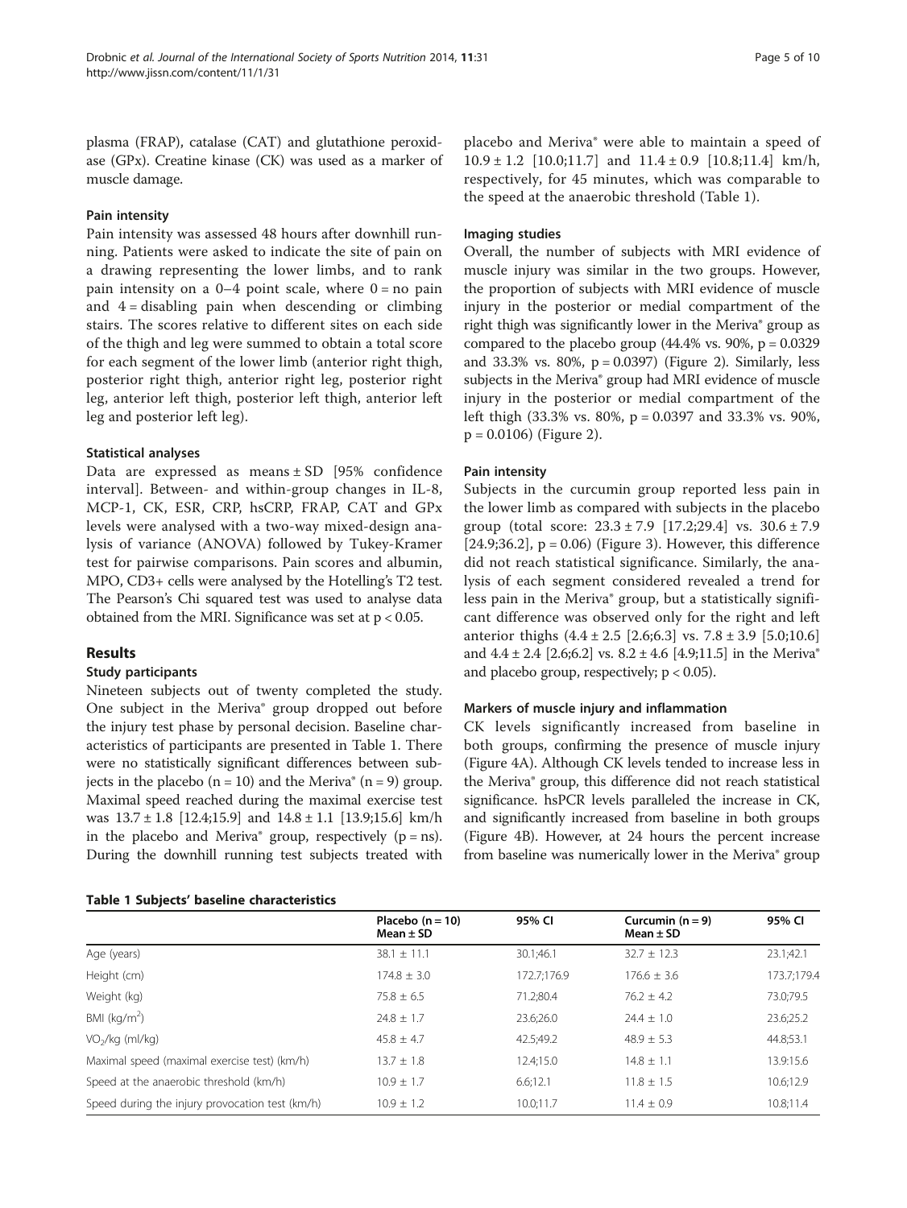plasma (FRAP), catalase (CAT) and glutathione peroxidase (GPx). Creatine kinase (CK) was used as a marker of muscle damage.

### Pain intensity

Pain intensity was assessed 48 hours after downhill running. Patients were asked to indicate the site of pain on a drawing representing the lower limbs, and to rank pain intensity on a 0–4 point scale, where 0 = no pain and 4 = disabling pain when descending or climbing stairs. The scores relative to different sites on each side of the thigh and leg were summed to obtain a total score for each segment of the lower limb (anterior right thigh, posterior right thigh, anterior right leg, posterior right leg, anterior left thigh, posterior left thigh, anterior left leg and posterior left leg).

### Statistical analyses

Data are expressed as means ± SD [95% confidence interval]. Between- and within-group changes in IL-8, MCP-1, CK, ESR, CRP, hsCRP, FRAP, CAT and GPx levels were analysed with a two-way mixed-design analysis of variance (ANOVA) followed by Tukey-Kramer test for pairwise comparisons. Pain scores and albumin, MPO, CD3+ cells were analysed by the Hotelling's T2 test. The Pearson's Chi squared test was used to analyse data obtained from the MRI. Significance was set at $p < 0.05$.

## Results

### Study participants

Nineteen subjects out of twenty completed the study. One subject in the Meriva® group dropped out before the injury test phase by personal decision. Baseline characteristics of participants are presented in Table 1. There were no statistically significant differences between subjects in the placebo (n = 10) and the Meriva® (n = 9) group. Maximal speed reached during the maximal exercise test was 13.7 ± 1.8 [12.4;15.9] and 14.8 ± 1.1 [13.9;15.6] km/h in the placebo and Meriva® group, respectively (p = ns). During the downhill running test subjects treated with placebo and Meriva® were able to maintain a speed of 10.9 ± 1.2 [10.0;11.7] and 11.4 ± 0.9 [10.8;11.4] km/h, respectively, for 45 minutes, which was comparable to the speed at the anaerobic threshold (Table 1).

### Imaging studies

Overall, the number of subjects with MRI evidence of muscle injury was similar in the two groups. However, the proportion of subjects with MRI evidence of muscle injury in the posterior or medial compartment of the right thigh was significantly lower in the Meriva® group as compared to the placebo group (44.4% vs. 90%, p = 0.0329 and 33.3% vs. 80%, p = 0.0397) (Figure 2). Similarly, less subjects in the Meriva® group had MRI evidence of muscle injury in the posterior or medial compartment of the left thigh (33.3% vs. 80%, p = 0.0397 and 33.3% vs. 90%, p = 0.0106) (Figure 2).

### Pain intensity

Subjects in the curcumin group reported less pain in the lower limb as compared with subjects in the placebo group (total score: 23.3 ± 7.9 [17.2;29.4] vs. 30.6 ± 7.9 [24.9;36.2], p = 0.06) (Figure 3). However, this difference did not reach statistical significance. Similarly, the analysis of each segment considered revealed a trend for less pain in the Meriva® group, but a statistically significant difference was observed only for the right and left anterior thighs (4.4 ± 2.5 [2.6;6.3] vs. 7.8 ± 3.9 [5.0;10.6] and 4.4 ± 2.4 [2.6;6.2] vs. 8.2 ± 4.6 [4.9;11.5] in the Meriva® and placebo group, respectively; p < 0.05).

### Markers of muscle injury and inflammation

CK levels significantly increased from baseline in both groups, confirming the presence of muscle injury (Figure 4A). Although CK levels tended to increase less in the Meriva® group, this difference did not reach statistical significance. hsPCR levels paralleled the increase in CK, and significantly increased from baseline in both groups (Figure 4B). However, at 24 hours the percent increase from baseline was numerically lower in the Meriva® group

**Table 1 Subjects' baseline characteristics**

| | Placebo (n = 10) Mean ± SD | 95% CI | Curcumin (n = 9) Mean ± SD | 95% CI |
|---|---|---|---|---|
| Age (years) | 38.1 ± 11.1 | 30.1;46.1 | 32.7 ± 12.3 | 23.1;42.1 |
| Height (cm) | 174.8 ± 3.0 | 172.7;176.9 | 176.6 ± 3.6 | 173.7;179.4 |
| Weight (kg) | 75.8 ± 6.5 | 71.2;80.4 | 76.2 ± 4.2 | 73.0;79.5 |
| BMI (kg/m$^2$) | 24.8 ± 1.7 | 23.6;26.0 | 24.4 ± 1.0 | 23.6;25.2 |
| $VO_2$/kg (ml/kg) | 45.8 ± 4.7 | 42.5;49.2 | 48.9 ± 5.3 | 44.8;53.1 |
| Maximal speed (maximal exercise test) (km/h) | 13.7 ± 1.8 | 12.4;15.0 | 14.8 ± 1.1 | 13.9;15.6 |
| Speed at the anaerobic threshold (km/h) | 10.9 ± 1.7 | 6.6;12.1 | 11.8 ± 1.5 | 10.6;12.9 |
| Speed during the injury provocation test (km/h) | 10.9 ± 1.2 | 10.0;11.7 | 11.4 ± 0.9 | 10.8;11.4 |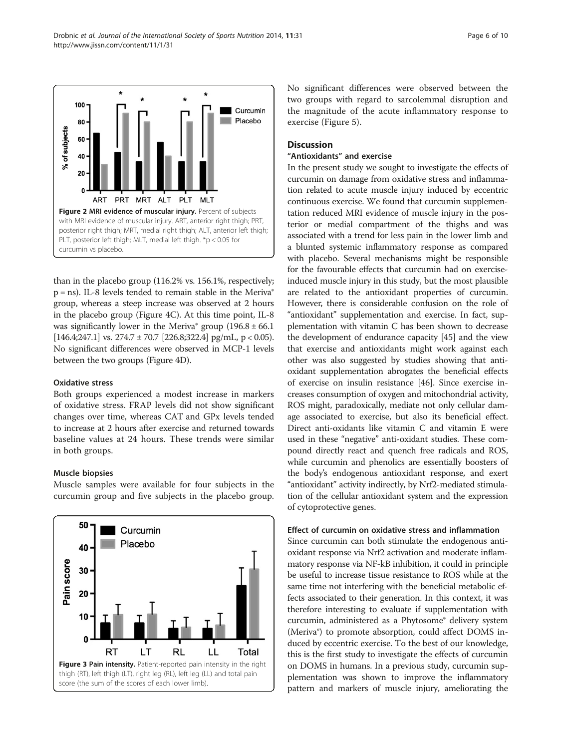100
80
60
40
20
0
% of subjects
ART PRT MRT ALT PLT MLT
Curcumin
Placebo
* * * *

**Figure 2 MRI evidence of muscular injury.** Percent of subjects with MRI evidence of muscular injury. ART, anterior right thigh; PRT, posterior right thigh; MRT, medial right thigh; ALT, anterior left thigh; PLT, posterior left thigh; MLT, medial left thigh. *p < 0.05 for curcumin vs placebo.

than in the placebo group (116.2% vs. 156.1%, respectively; p = ns). IL-8 levels tended to remain stable in the Meriva® group, whereas a steep increase was observed at 2 hours in the placebo group (Figure 4C). At this time point, IL-8 was significantly lower in the Meriva® group (196.8 ± 66.1 [146.4;247.1] vs. 274.7 ± 70.7 [226.8;322.4] pg/mL, $p < 0.05$). No significant differences were observed in MCP-1 levels between the two groups (Figure 4D).

### Oxidative stress

Both groups experienced a modest increase in markers of oxidative stress. FRAP levels did not show significant changes over time, whereas CAT and GPx levels tended to increase at 2 hours after exercise and returned towards baseline values at 24 hours. These trends were similar in both groups.

### Muscle biopsies

Muscle samples were available for four subjects in the curcumin group and five subjects in the placebo group.

50
40
30
20
10
0
Pain score
RT LT RL LL Total
Curcumin
Placebo

**Figure 3 Pain intensity.** Patient-reported pain intensity in the right thigh (RT), left thigh (LT), right leg (RL), left leg (LL) and total pain score (the sum of the scores of each lower limb).

No significant differences were observed between the two groups with regard to sarcolemmal disruption and the magnitude of the acute inflammatory response to exercise (Figure 5).

## Discussion

### "Antioxidants" and exercise

In the present study we sought to investigate the effects of curcumin on damage from oxidative stress and inflammation related to acute muscle injury induced by eccentric continuous exercise. We found that curcumin supplementation reduced MRI evidence of muscle injury in the posterior or medial compartment of the thighs and was associated with a trend for less pain in the lower limb and a blunted systemic inflammatory response as compared with placebo. Several mechanisms might be responsible for the favourable effects that curcumin had on exercise-induced muscle injury in this study, but the most plausible are related to the antioxidant properties of curcumin. However, there is considerable confusion on the role of "antioxidant" supplementation and exercise. In fact, supplementation with vitamin C has been shown to decrease the development of endurance capacity [45] and the view that exercise and antioxidants might work against each other was also suggested by studies showing that antioxidant supplementation abrogates the beneficial effects of exercise on insulin resistance [46]. Since exercise increases consumption of oxygen and mitochondrial activity, ROS might, paradoxically, mediate not only cellular damage associated to exercise, but also its beneficial effect. Direct anti-oxidants like vitamin C and vitamin E were used in these "negative" anti-oxidant studies. These compound directly react and quench free radicals and ROS, while curcumin and phenolics are essentially boosters of the body's endogenous antioxidant response, and exert "antioxidant" activity indirectly, by Nrf2-mediated stimulation of the cellular antioxidant system and the expression of cytoprotective genes.

### Effect of curcumin on oxidative stress and inflammation

Since curcumin can both stimulate the endogenous antioxidant response via Nrf2 activation and moderate inflammatory response via NF-kB inhibition, it could in principle be useful to increase tissue resistance to ROS while at the same time not interfering with the beneficial metabolic effects associated to their generation. In this context, it was therefore interesting to evaluate if supplementation with curcumin, administered as a Phytosome® delivery system (Meriva®) to promote absorption, could affect DOMS induced by eccentric exercise. To the best of our knowledge, this is the first study to investigate the effects of curcumin on DOMS in humans. In a previous study, curcumin supplementation was shown to improve the inflammatory pattern and markers of muscle injury, ameliorating the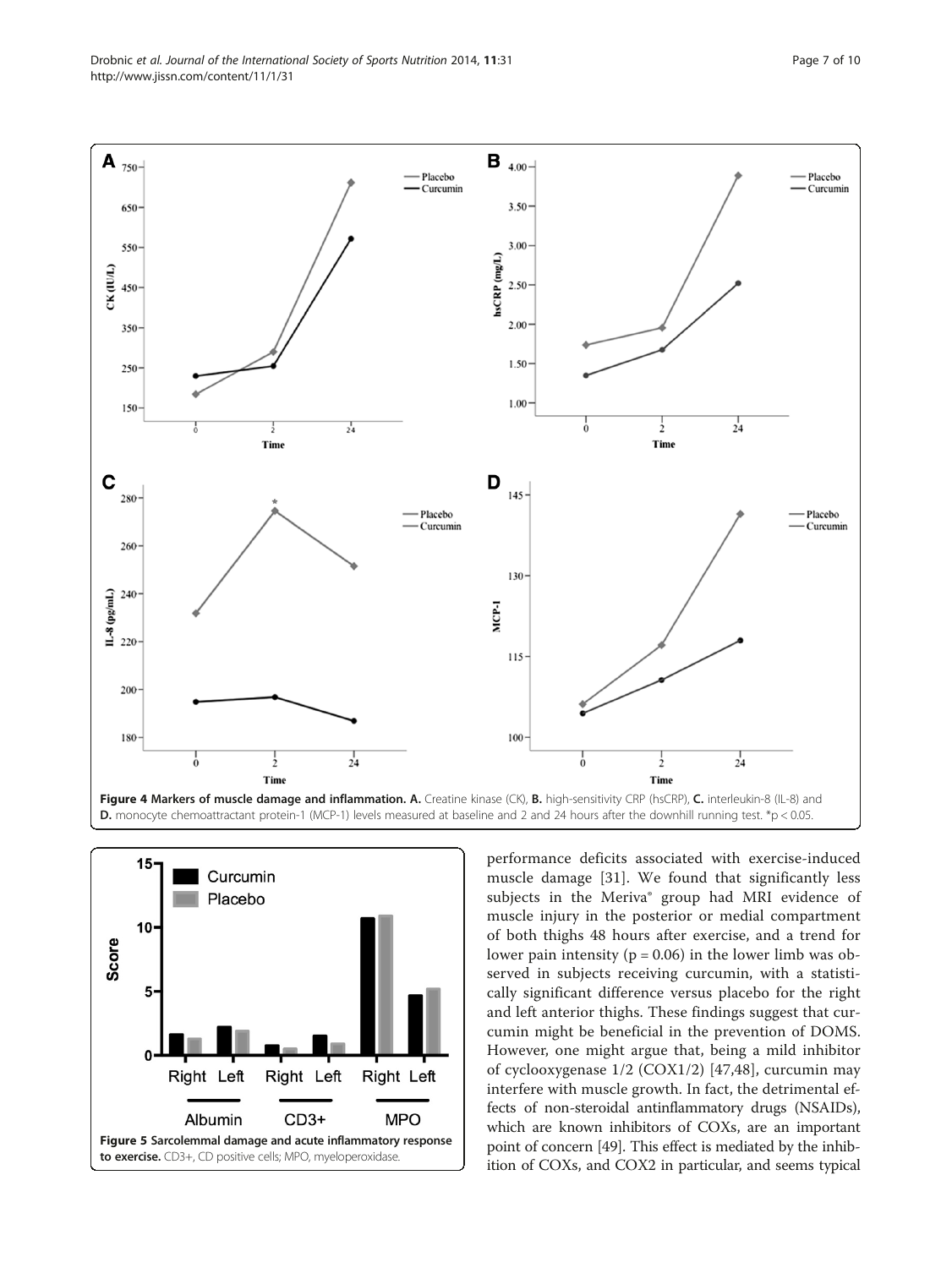A

CK (IU/L)

750
650
550
450
350
250
150

0 2 24

Time

Placebo
Curcumin

B

hsCRP (mg/L)

4.00
3.50
3.00
2.50
2.00
1.50
1.00

0 2 24

Time

Placebo
Curcumin

C

IL-8 (pg/mL)

280
260
240
220
200
180

0 2 24

Time

*

Placebo
Curcumin

D

MCP-1

145
130
115
100

0 2 24

Time

Placebo
Curcumin

**Figure 4 Markers of muscle damage and inflammation. A.** Creatine kinase (CK), **B.** high-sensitivity CRP (hsCRP), **C.** interleukin-8 (IL-8) and **D.** monocyte chemoattractant protein-1 (MCP-1) levels measured at baseline and 2 and 24 hours after the downhill running test. *p < 0.05.

Score

15
10
5
0

Curcumin
Placebo

Right Left Right Left Right Left

Albumin CD3+ MPO

**Figure 5 Sarcolemmal damage and acute inflammatory response to exercise.** CD3+, CD positive cells; MPO, myeloperoxidase.

performance deficits associated with exercise-induced muscle damage [31]. We found that significantly less subjects in the Meriva® group had MRI evidence of muscle injury in the posterior or medial compartment of both thighs 48 hours after exercise, and a trend for lower pain intensity ($p = 0.06$) in the lower limb was observed in subjects receiving curcumin, with a statistically significant difference versus placebo for the right and left anterior thighs. These findings suggest that curcumin might be beneficial in the prevention of DOMS. However, one might argue that, being a mild inhibitor of cyclooxygenase 1/2 (COX1/2) [47,48], curcumin may interfere with muscle growth. In fact, the detrimental effects of non-steroidal antinflammatory drugs (NSAIDs), which are known inhibitors of COXs, are an important point of concern [49]. This effect is mediated by the inhibition of COXs, and COX2 in particular, and seems typical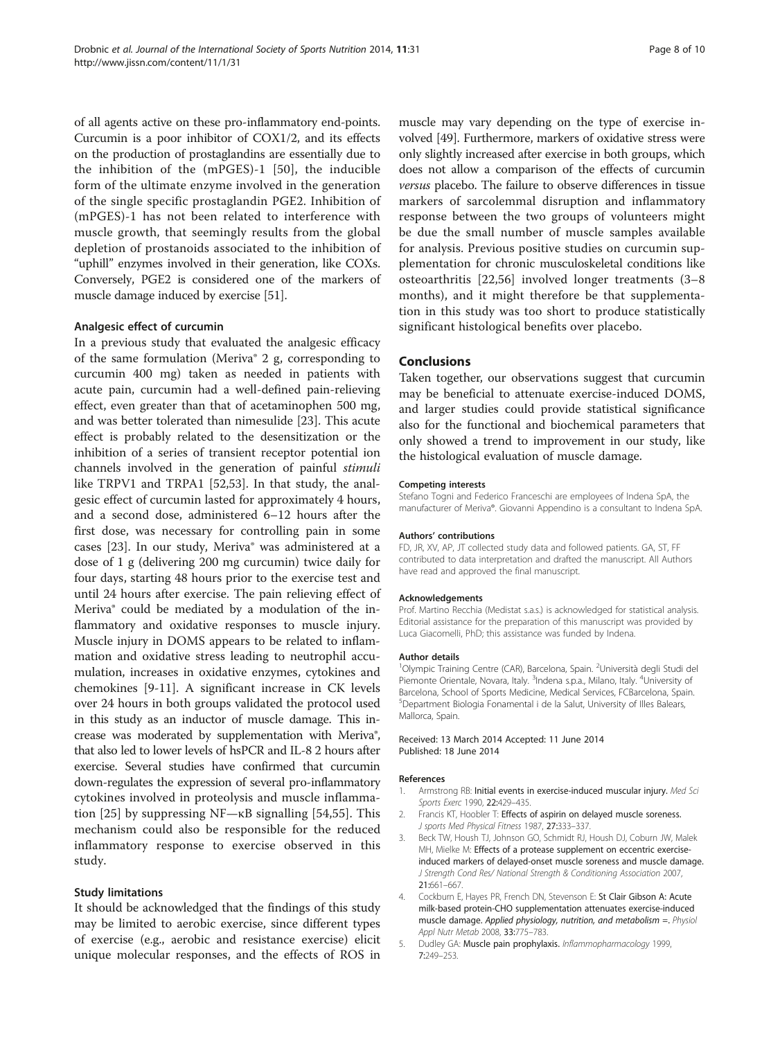of all agents active on these pro-inflammatory end-points. Curcumin is a poor inhibitor of COX1/2, and its effects on the production of prostaglandins are essentially due to the inhibition of the (mPGES)-1 [50], the inducible form of the ultimate enzyme involved in the generation of the single specific prostaglandin PGE2. Inhibition of (mPGES)-1 has not been related to interference with muscle growth, that seemingly results from the global depletion of prostanoids associated to the inhibition of "uphill" enzymes involved in their generation, like COXs. Conversely, PGE2 is considered one of the markers of muscle damage induced by exercise [51].

### Analgesic effect of curcumin

In a previous study that evaluated the analgesic efficacy of the same formulation (Meriva® 2 g, corresponding to curcumin 400 mg) taken as needed in patients with acute pain, curcumin had a well-defined pain-relieving effect, even greater than that of acetaminophen 500 mg, and was better tolerated than nimesulide [23]. This acute effect is probably related to the desensitization or the inhibition of a series of transient receptor potential ion channels involved in the generation of painful *stimuli* like TRPV1 and TRPA1 [52,53]. In that study, the analgesic effect of curcumin lasted for approximately 4 hours, and a second dose, administered 6–12 hours after the first dose, was necessary for controlling pain in some cases [23]. In our study, Meriva® was administered at a dose of 1 g (delivering 200 mg curcumin) twice daily for four days, starting 48 hours prior to the exercise test and until 24 hours after exercise. The pain relieving effect of Meriva® could be mediated by a modulation of the inflammatory and oxidative responses to muscle injury. Muscle injury in DOMS appears to be related to inflammation and oxidative stress leading to neutrophil accumulation, increases in oxidative enzymes, cytokines and chemokines [9-11]. A significant increase in CK levels over 24 hours in both groups validated the protocol used in this study as an inductor of muscle damage. This increase was moderated by supplementation with Meriva®, that also led to lower levels of hsPCR and IL-8 2 hours after exercise. Several studies have confirmed that curcumin down-regulates the expression of several pro-inflammatory cytokines involved in proteolysis and muscle inflammation [25] by suppressing NF—κB signalling [54,55]. This mechanism could also be responsible for the reduced inflammatory response to exercise observed in this study.

### Study limitations

It should be acknowledged that the findings of this study may be limited to aerobic exercise, since different types of exercise (e.g., aerobic and resistance exercise) elicit unique molecular responses, and the effects of ROS in muscle may vary depending on the type of exercise involved [49]. Furthermore, markers of oxidative stress were only slightly increased after exercise in both groups, which does not allow a comparison of the effects of curcumin *versus* placebo. The failure to observe differences in tissue markers of sarcolemmal disruption and inflammatory response between the two groups of volunteers might be due the small number of muscle samples available for analysis. Previous positive studies on curcumin supplementation for chronic musculoskeletal conditions like osteoarthritis [22,56] involved longer treatments (3–8 months), and it might therefore be that supplementation in this study was too short to produce statistically significant histological benefits over placebo.

## Conclusions

Taken together, our observations suggest that curcumin may be beneficial to attenuate exercise-induced DOMS, and larger studies could provide statistical significance also for the functional and biochemical parameters that only showed a trend to improvement in our study, like the histological evaluation of muscle damage.

#### Competing interests

Stefano Togni and Federico Franceschi are employees of Indena SpA, the manufacturer of Meriva®. Giovanni Appendino is a consultant to Indena SpA.

#### Authors' contributions

FD, JR, XV, AP, JT collected study data and followed patients. GA, ST, FF contributed to data interpretation and drafted the manuscript. All Authors have read and approved the final manuscript.

#### Acknowledgements

Prof. Martino Recchia (Medistat s.a.s.) is acknowledged for statistical analysis. Editorial assistance for the preparation of this manuscript was provided by Luca Giacomelli, PhD; this assistance was funded by Indena.

#### Author details

[1]Olympic Training Centre (CAR), Barcelona, Spain. [2]Università degli Studi del Piemonte Orientale, Novara, Italy. [3]Indena s.p.a., Milano, Italy. [4]University of Barcelona, School of Sports Medicine, Medical Services, FCBarcelona, Spain. [5]Department Biologia Fonamental i de la Salut, University of Illes Balears, Mallorca, Spain.

Received: 13 March 2014 Accepted: 11 June 2014
Published: 18 June 2014

#### References

1. Armstrong RB: **Initial events in exercise-induced muscular injury.** *Med Sci Sports Exerc* 1990, **22:**429–435.
2. Francis KT, Hoobler T: **Effects of aspirin on delayed muscle soreness.** *J sports Med Physical Fitness* 1987, **27:**333–337.
3. Beck TW, Housh TJ, Johnson GO, Schmidt RJ, Housh DJ, Coburn JW, Malek MH, Mielke M: **Effects of a protease supplement on eccentric exercise-induced markers of delayed-onset muscle soreness and muscle damage.** *J Strength Cond Res/ National Strength & Conditioning Association* 2007, **21:**661–667.
4. Cockburn E, Hayes PR, French DN, Stevenson E: **St Clair Gibson A: Acute milk-based protein-CHO supplementation attenuates exercise-induced muscle damage.** *Applied physiology, nutrition, and metabolism =. Physiol Appl Nutr Metab* 2008, **33:**775–783.
5. Dudley GA: **Muscle pain prophylaxis.** *Inflammopharmacology* 1999, **7:**249–253.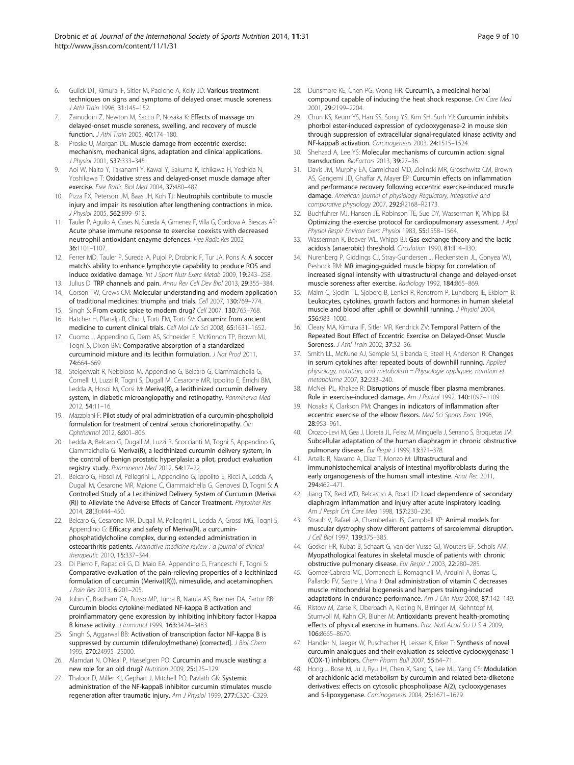6. Gulick DT, Kimura IF, Sitler M, Paolone A, Kelly JD: **Various treatment techniques on signs and symptoms of delayed onset muscle soreness.** *J Athl Train* 1996, **31:**145–152.
7. Zainuddin Z, Newton M, Sacco P, Nosaka K: **Effects of massage on delayed-onset muscle soreness, swelling, and recovery of muscle function.** *J Athl Train* 2005, **40:**174–180.
8. Proske U, Morgan DL: **Muscle damage from eccentric exercise: mechanism, mechanical signs, adaptation and clinical applications.** *J Physiol* 2001, **537:**333–345.
9. Aoi W, Naito Y, Takanami Y, Kawai Y, Sakuma K, Ichikawa H, Yoshida N, Yoshikawa T: **Oxidative stress and delayed-onset muscle damage after exercise.** *Free Radic Biol Med* 2004, **37:**480–487.
10. Pizza FX, Peterson JM, Baas JH, Koh TJ: **Neutrophils contribute to muscle injury and impair its resolution after lengthening contractions in mice.** *J Physiol* 2005, **562:**899–913.
11. Tauler P, Aguilo A, Cases N, Sureda A, Gimenez F, Villa G, Cordova A, Biescas AP: **Acute phase immune response to exercise coexists with decreased neutrophil antioxidant enzyme defences.** *Free Radic Res* 2002, **36:**1101–1107.
12. Ferrer MD, Tauler P, Sureda A, Pujol P, Drobnic F, Tur JA, Pons A: **A soccer match's ability to enhance lymphocyte capability to produce ROS and induce oxidative damage.** *Int J Sport Nutr Exerc Metab* 2009, **19:**243–258.
13. Julius D: **TRP channels and pain.** *Annu Rev Cell Dev Biol* 2013, **29:**355–384.
14. Corson TW, Crews CM: **Molecular understanding and modern application of traditional medicines: triumphs and trials.** *Cell* 2007, **130:**769–774.
15. Singh S: **From exotic spice to modern drug?** *Cell* 2007, **130:**765–768.
16. Hatcher H, Planalp R, Cho J, Torti FM, Torti SV: **Curcumin: from ancient medicine to current clinical trials.** *Cell Mol Life Sci* 2008, **65:**1631–1652.
17. Cuomo J, Appendino G, Dern AS, Schneider E, McKinnon TP, Brown MJ, Togni S, Dixon BM: **Comparative absorption of a standardized curcuminoid mixture and its lecithin formulation.** *J Nat Prod* 2011, **74:**664–669.
18. Steigerwalt R, Nebbioso M, Appendino G, Belcaro G, Ciammaichella G, Cornelli U, Luzzi R, Togni S, Dugall M, Cesarone MR, Ippolito E, Errichi BM, Ledda A, Hosoi M, Corsi M: **Meriva(R), a lecithinized curcumin delivery system, in diabetic microangiopathy and retinopathy.** *Panminerva Med* 2012, **54:**11–16.
19. Mazzolani F: **Pilot study of oral administration of a curcumin-phospholipid formulation for treatment of central serous chorioretinopathy.** *Clin Ophthalmol* 2012, **6:**801–806.
20. Ledda A, Belcaro G, Dugall M, Luzzi R, Scoccianti M, Togni S, Appendino G, Ciammaichella G: **Meriva(R), a lecithinized curcumin delivery system, in the control of benign prostatic hyperplasia: a pilot, product evaluation registry study.** *Panminerva Med* 2012, **54:**17–22.
21. Belcaro G, Hosoi M, Pellegrini L, Appendino G, Ippolito E, Ricci A, Ledda A, Dugall M, Cesarone MR, Maione C, Ciammaichella G, Genovesi D, Togni S: **A Controlled Study of a Lecithinized Delivery System of Curcumin (Meriva (R)) to Alleviate the Adverse Effects of Cancer Treatment.** *Phytother Res* 2014, **28**(3)**:**444–450.
22. Belcaro G, Cesarone MR, Dugall M, Pellegrini L, Ledda A, Grossi MG, Togni S, Appendino G: **Efficacy and safety of Meriva(R), a curcumin-phosphatidylcholine complex, during extended administration in osteoarthritis patients.** *Alternative medicine review : a journal of clinical therapeutic* 2010, **15:**337–344.
23. Di Pierro F, Rapacioli G, Di Maio EA, Appendino G, Franceschi F, Togni S: **Comparative evaluation of the pain-relieving properties of a lecithinized formulation of curcumin (Meriva((R))), nimesulide, and acetaminophen.** *J Pain Res* 2013, **6:**201–205.
24. Jobin C, Bradham CA, Russo MP, Juma B, Narula AS, Brenner DA, Sartor RB: **Curcumin blocks cytokine-mediated NF-kappa B activation and proinflammatory gene expression by inhibiting inhibitory factor I-kappa B kinase activity.** *J Immunol* 1999, **163:**3474–3483.
25. Singh S, Aggarwal BB: **Activation of transcription factor NF-kappa B is suppressed by curcumin (diferuloylmethane) [corrected].** *J Biol Chem* 1995, **270:**24995–25000.
26. Alamdari N, O'Neal P, Hasselgren PO: **Curcumin and muscle wasting: a new role for an old drug?** *Nutrition* 2009, **25:**125–129.
27. Thaloor D, Miller KJ, Gephart J, Mitchell PO, Pavlath GK: **Systemic administration of the NF-kappaB inhibitor curcumin stimulates muscle regeneration after traumatic injury.** *Am J Physiol* 1999, **277:**C320–C329.
28. Dunsmore KE, Chen PG, Wong HR: **Curcumin, a medicinal herbal compound capable of inducing the heat shock response.** *Crit Care Med* 2001, **29:**2199–2204.
29. Chun KS, Keum YS, Han SS, Song YS, Kim SH, Surh YJ: **Curcumin inhibits phorbol ester-induced expression of cyclooxygenase-2 in mouse skin through suppression of extracellular signal-regulated kinase activity and NF-kappaB activation.** *Carcinogenesis* 2003, **24:**1515–1524.
30. Shehzad A, Lee YS: **Molecular mechanisms of curcumin action: signal transduction.** *BioFactors* 2013, **39:**27–36.
31. Davis JM, Murphy EA, Carmichael MD, Zielinski MR, Groschwitz CM, Brown AS, Gangemi JD, Ghaffar A, Mayer EP: **Curcumin effects on inflammation and performance recovery following eccentric exercise-induced muscle damage.** *American journal of physiology Regulatory, integrative and comparative physiology* 2007, **292:**R2168–R2173.
32. Buchfuhrer MJ, Hansen JE, Robinson TE, Sue DY, Wasserman K, Whipp BJ: **Optimizing the exercise protocol for cardiopulmonary assessment.** *J Appl Physiol Respir Environ Exerc Physiol* 1983, **55:**1558–1564.
33. Wasserman K, Beaver WL, Whipp BJ: **Gas exchange theory and the lactic acidosis (anaerobic) threshold.** *Circulation* 1990, **81:**II14–II30.
34. Nurenberg P, Giddings CJ, Stray-Gundersen J, Fleckenstein JL, Gonyea WJ, Peshock RM: **MR imaging-guided muscle biopsy for correlation of increased signal intensity with ultrastructural change and delayed-onset muscle soreness after exercise.** *Radiology* 1992, **184:**865–869.
35. Malm C, Sjodin TL, Sjoberg B, Lenkei R, Renstrom P, Lundberg IE, Ekblom B: **Leukocytes, cytokines, growth factors and hormones in human skeletal muscle and blood after uphill or downhill running.** *J Physiol* 2004, **556:**983–1000.
36. Cleary MA, Kimura IF, Sitler MR, Kendrick ZV: **Temporal Pattern of the Repeated Bout Effect of Eccentric Exercise on Delayed-Onset Muscle Soreness.** *J Athl Train* 2002, **37:**32–36.
37. Smith LL, McKune AJ, Semple SJ, Sibanda E, Steel H, Anderson R: **Changes in serum cytokines after repeated bouts of downhill running.** *Applied physiology, nutrition, and metabolism = Physiologie appliquee, nutrition et metabolisme* 2007, **32:**233–240.
38. McNeil PL, Khakee R: **Disruptions of muscle fiber plasma membranes. Role in exercise-induced damage.** *Am J Pathol* 1992, **140:**1097–1109.
39. Nosaka K, Clarkson PM: **Changes in indicators of inflammation after eccentric exercise of the elbow flexors.** *Med Sci Sports Exerc* 1996, **28:**953–961.
40. Orozco-Levi M, Gea J, Lloreta JL, Felez M, Minguella J, Serrano S, Broquetas JM: **Subcellular adaptation of the human diaphragm in chronic obstructive pulmonary disease.** *Eur Respir J* 1999, **13:**371–378.
41. Artells R, Navarro A, Diaz T, Monzo M: **Ultrastructural and immunohistochemical analysis of intestinal myofibroblasts during the early organogenesis of the human small intestine.** *Anat Rec* 2011, **294:**462–471.
42. Jiang TX, Reid WD, Belcastro A, Road JD: **Load dependence of secondary diaphragm inflammation and injury after acute inspiratory loading.** *Am J Respir Crit Care Med* 1998, **157:**230–236.
43. Straub V, Rafael JA, Chamberlain JS, Campbell KP: **Animal models for muscular dystrophy show different patterns of sarcolemmal disruption.** *J Cell Biol* 1997, **139:**375–385.
44. Gosker HR, Kubat B, Schaart G, van der Vusse GJ, Wouters EF, Schols AM: **Myopathological features in skeletal muscle of patients with chronic obstructive pulmonary disease.** *Eur Respir J* 2003, **22:**280–285.
45. Gomez-Cabrera MC, Domenech E, Romagnoli M, Arduini A, Borras C, Pallardo FV, Sastre J, Vina J: **Oral administration of vitamin C decreases muscle mitochondrial biogenesis and hampers training-induced adaptations in endurance performance.** *Am J Clin Nutr* 2008, **87:**142–149.
46. Ristow M, Zarse K, Oberbach A, Kloting N, Birringer M, Kiehntopf M, Stumvoll M, Kahn CR, Bluher M: **Antioxidants prevent health-promoting effects of physical exercise in humans.** *Proc Natl Acad Sci U S A* 2009, **106:**8665–8670.
47. Handler N, Jaeger W, Puschacher H, Leisser K, Erker T: **Synthesis of novel curcumin analogues and their evaluation as selective cyclooxygenase-1 (COX-1) inhibitors.** *Chem Pharm Bull* 2007, **55:**64–71.
48. Hong J, Bose M, Ju J, Ryu JH, Chen X, Sang S, Lee MJ, Yang CS: **Modulation of arachidonic acid metabolism by curcumin and related beta-diketone derivatives: effects on cytosolic phospholipase A(2), cyclooxygenases and 5-lipoxygenase.** *Carcinogenesis* 2004, **25:**1671–1679.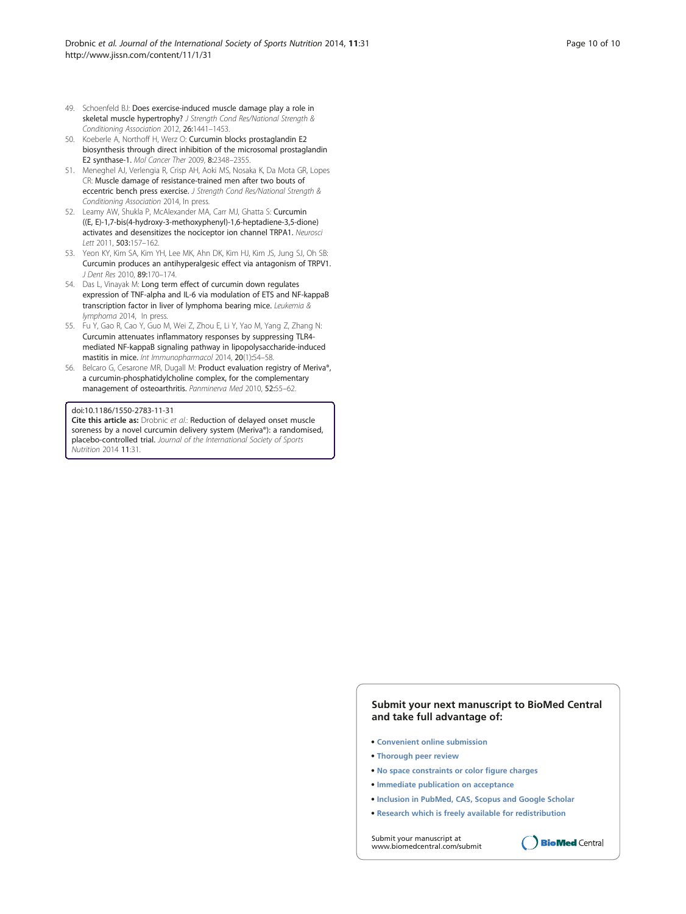49. Schoenfeld BJ: **Does exercise-induced muscle damage play a role in skeletal muscle hypertrophy?** *J Strength Cond Res/National Strength & Conditioning Association* 2012, **26**:1441–1453.
50. Koeberle A, Northoff H, Werz O: **Curcumin blocks prostaglandin E2 biosynthesis through direct inhibition of the microsomal prostaglandin E2 synthase-1.** *Mol Cancer Ther* 2009, **8**:2348–2355.
51. Meneghel AJ, Verlengia R, Crisp AH, Aoki MS, Nosaka K, Da Mota GR, Lopes CR: **Muscle damage of resistance-trained men after two bouts of eccentric bench press exercise.** *J Strength Cond Res/National Strength & Conditioning Association* 2014, In press.
52. Leamy AW, Shukla P, McAlexander MA, Carr MJ, Ghatta S: **Curcumin ((E, E)-1,7-bis(4-hydroxy-3-methoxyphenyl)-1,6-heptadiene-3,5-dione) activates and desensitizes the nociceptor ion channel TRPA1.** *Neurosci Lett* 2011, **503**:157–162.
53. Yeon KY, Kim SA, Kim YH, Lee MK, Ahn DK, Kim HJ, Kim JS, Jung SJ, Oh SB: **Curcumin produces an antihyperalgesic effect via antagonism of TRPV1.** *J Dent Res* 2010, **89**:170–174.
54. Das L, Vinayak M: **Long term effect of curcumin down regulates expression of TNF-alpha and IL-6 via modulation of ETS and NF-kappaB transcription factor in liver of lymphoma bearing mice.** *Leukemia & lymphoma* 2014, In press.
55. Fu Y, Gao R, Cao Y, Guo M, Wei Z, Zhou E, Li Y, Yao M, Yang Z, Zhang N: **Curcumin attenuates inflammatory responses by suppressing TLR4-mediated NF-kappaB signaling pathway in lipopolysaccharide-induced mastitis in mice.** *Int Immunopharmacol* 2014, **20**(1):54–58.
56. Belcaro G, Cesarone MR, Dugall M: **Product evaluation registry of Meriva®, a curcumin-phosphatidylcholine complex, for the complementary management of osteoarthritis.** *Panminerva Med* 2010, **52**:55–62.

doi:10.1186/1550-2783-11-31

**Cite this article as:** Drobnic *et al.*: Reduction of delayed onset muscle soreness by a novel curcumin delivery system (Meriva®): a randomised, placebo-controlled trial. *Journal of the International Society of Sports Nutrition* 2014 **11**:31.

**Submit your next manuscript to BioMed Central and take full advantage of:**

- **Convenient online submission**
- **Thorough peer review**
- **No space constraints or color figure charges**
- **Immediate publication on acceptance**
- **Inclusion in PubMed, CAS, Scopus and Google Scholar**
- **Research which is freely available for redistribution**

Submit your manuscript at
www.biomedcentral.com/submit

BioMed Central